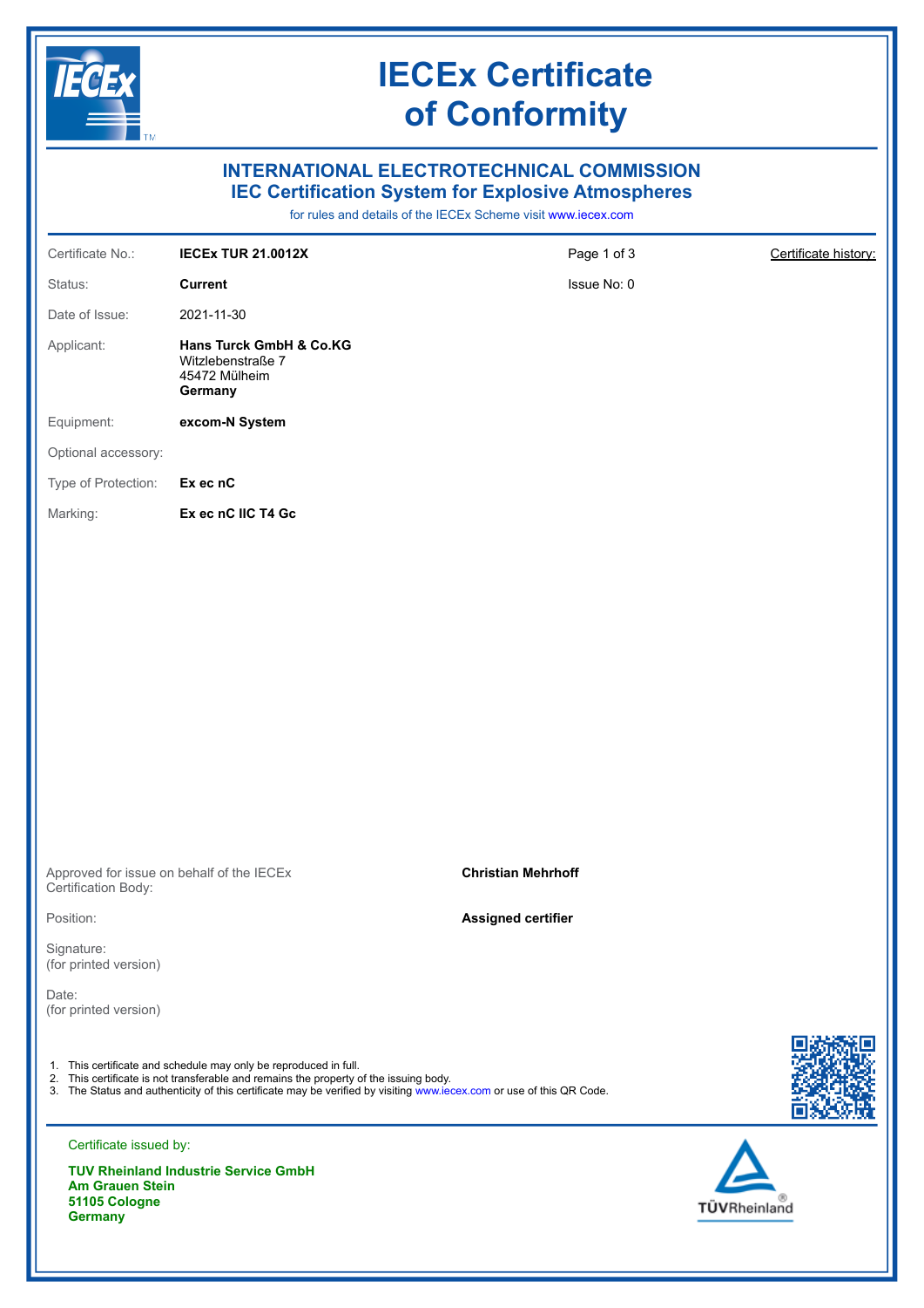# IECEx Certificate of Conformity

## INTERNATIONAL ELECTROTECHNICAL COMMISSION
## IEC Certification System for Explosive Atmospheres

for rules and details of the IECEx Scheme visit www.iecex.com

| | | | |
|---|---|---|---|
| Certificate No.: | **IECEx TUR 21.0012X** | Page 1 of 3 | Certificate history: |
| Status: | **Current** | Issue No: 0 | |
| Date of Issue: | 2021-11-30 | | |
| Applicant: | **Hans Turck GmbH & Co.KG**<br>Witzlebenstraße 7<br>45472 Mülheim<br>**Germany** | | |
| Equipment: | **excom-N System** | | |
| Optional accessory: | | | |
| Type of Protection: | **Ex ec nC** | | |
| Marking: | **Ex ec nC IIC T4 Gc** | | |

| | |
|---|---|
| Approved for issue on behalf of the IECEx Certification Body: | **Christian Mehrhoff** |
| Position: | **Assigned certifier** |
| Signature:<br>(for printed version) | |
| Date:<br>(for printed version) | |

1. This certificate and schedule may only be reproduced in full.
2. This certificate is not transferable and remains the property of the issuing body.
3. The Status and authenticity of this certificate may be verified by visiting www.iecex.com or use of this QR Code.

Certificate issued by:

**TUV Rheinland Industrie Service GmbH**
**Am Grauen Stein**
**51105 Cologne**
**Germany**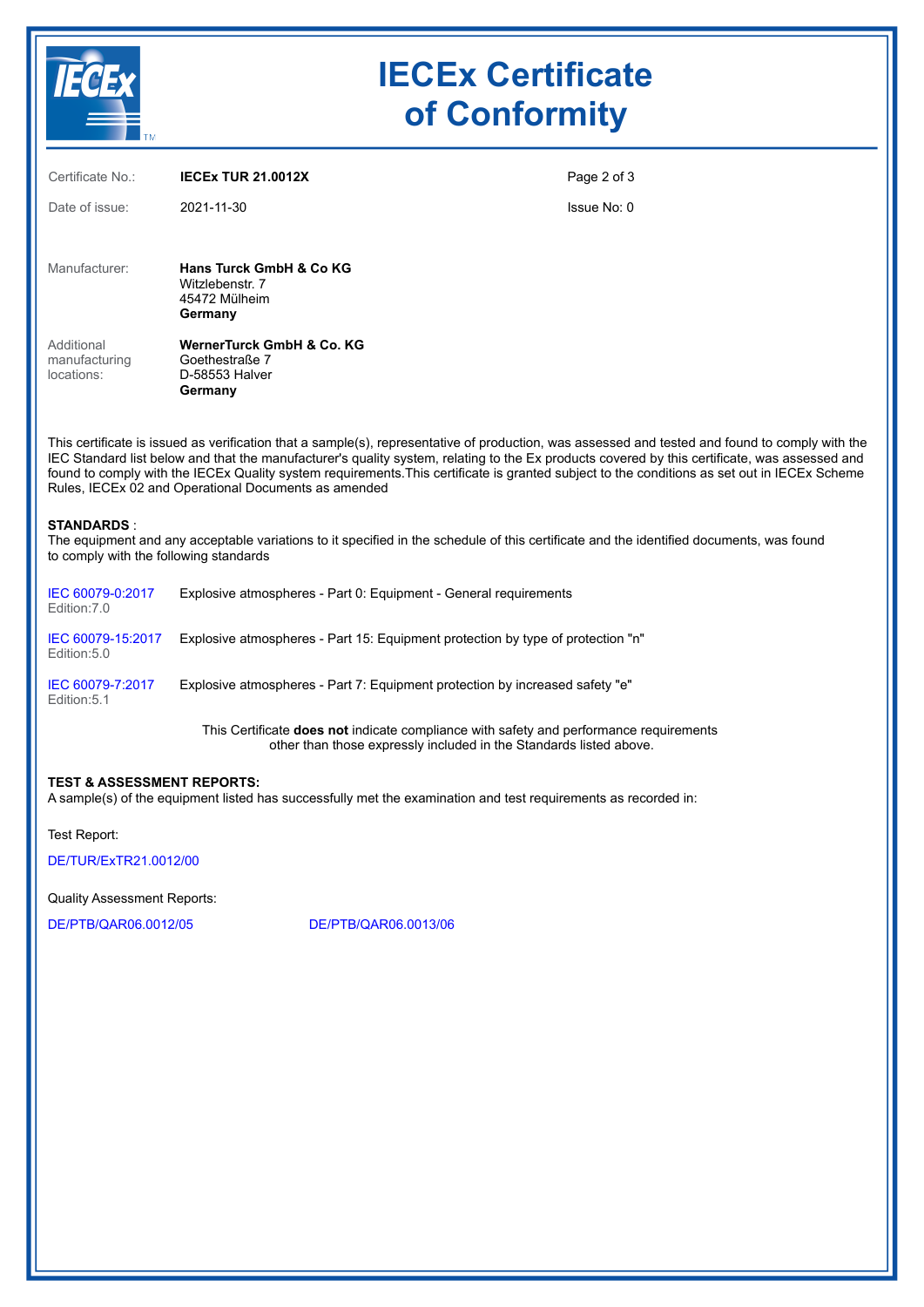# IECEx Certificate of Conformity

| | | |
|---|---|---|
| Certificate No.: | **IECEx TUR 21.0012X** | |
| Date of issue: | 2021-11-30 | Issue No: 0 |

Manufacturer: **Hans Turck GmbH & Co KG**
Witzlebenstr. 7
45472 Mülheim
**Germany**

Additional manufacturing locations: **WernerTurck GmbH & Co. KG**
Goethestraße 7
D-58553 Halver
**Germany**

This certificate is issued as verification that a sample(s), representative of production, was assessed and tested and found to comply with the IEC Standard list below and that the manufacturer's quality system, relating to the Ex products covered by this certificate, was assessed and found to comply with the IECEx Quality system requirements.This certificate is granted subject to the conditions as set out in IECEx Scheme Rules, IECEx 02 and Operational Documents as amended

**STANDARDS** :
The equipment and any acceptable variations to it specified in the schedule of this certificate and the identified documents, was found to comply with the following standards

| | |
|---|---|
| IEC 60079-0:2017 Edition:7.0 | Explosive atmospheres - Part 0: Equipment - General requirements |
| IEC 60079-15:2017 Edition:5.0 | Explosive atmospheres - Part 15: Equipment protection by type of protection "n" |
| IEC 60079-7:2017 Edition:5.1 | Explosive atmospheres - Part 7: Equipment protection by increased safety "e" |

This Certificate **does not** indicate compliance with safety and performance requirements other than those expressly included in the Standards listed above.

**TEST & ASSESSMENT REPORTS:**
A sample(s) of the equipment listed has successfully met the examination and test requirements as recorded in:

Test Report:

DE/TUR/ExTR21.0012/00

Quality Assessment Reports:

DE/PTB/QAR06.0012/05 DE/PTB/QAR06.0013/06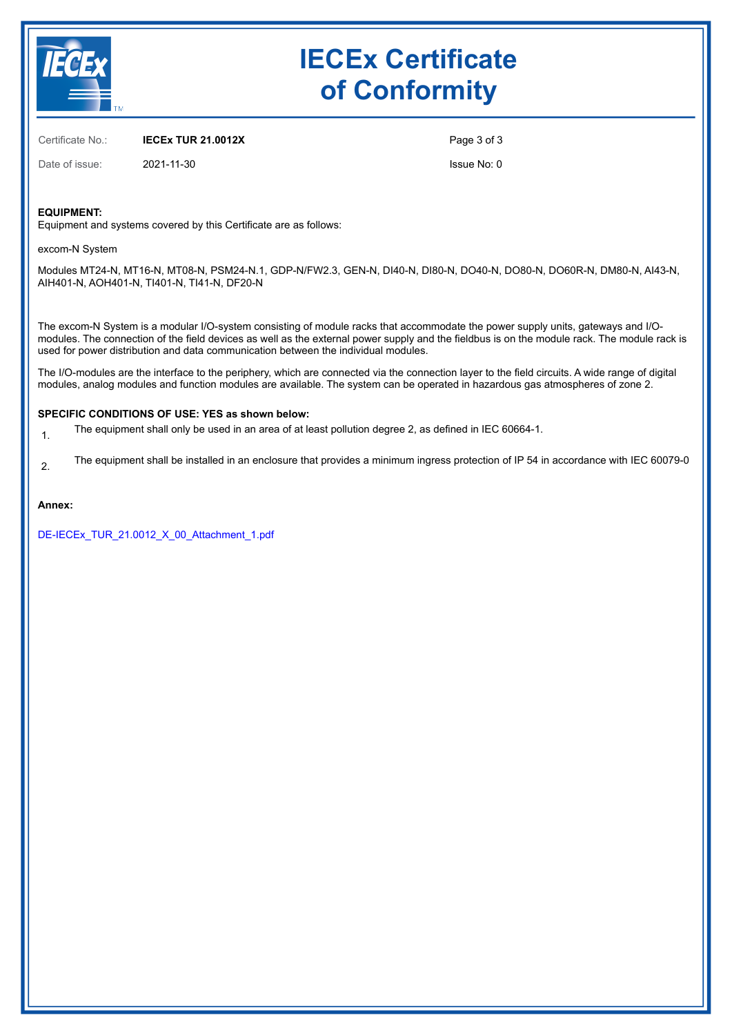# IECEx Certificate of Conformity

| | | | |
|---|---|---|---|
| Certificate No.: | **IECEx TUR 21.0012X** | | |
| Date of issue: | 2021-11-30 | | Issue No: 0 |

**EQUIPMENT:**
Equipment and systems covered by this Certificate are as follows:

excom-N System

Modules MT24-N, MT16-N, MT08-N, PSM24-N.1, GDP-N/FW2.3, GEN-N, DI40-N, DI80-N, DO40-N, DO80-N, DO60R-N, DM80-N, AI43-N, AIH401-N, AOH401-N, TI401-N, TI41-N, DF20-N

The excom-N System is a modular I/O-system consisting of module racks that accommodate the power supply units, gateways and I/O-modules. The connection of the field devices as well as the external power supply and the fieldbus is on the module rack. The module rack is used for power distribution and data communication between the individual modules.

The I/O-modules are the interface to the periphery, which are connected via the connection layer to the field circuits. A wide range of digital modules, analog modules and function modules are available. The system can be operated in hazardous gas atmospheres of zone 2.

**SPECIFIC CONDITIONS OF USE: YES as shown below:**

1. The equipment shall only be used in an area of at least pollution degree 2, as defined in IEC 60664-1.
2. The equipment shall be installed in an enclosure that provides a minimum ingress protection of IP 54 in accordance with IEC 60079-0

**Annex:**

DE-IECEx_TUR_21.0012_X_00_Attachment_1.pdf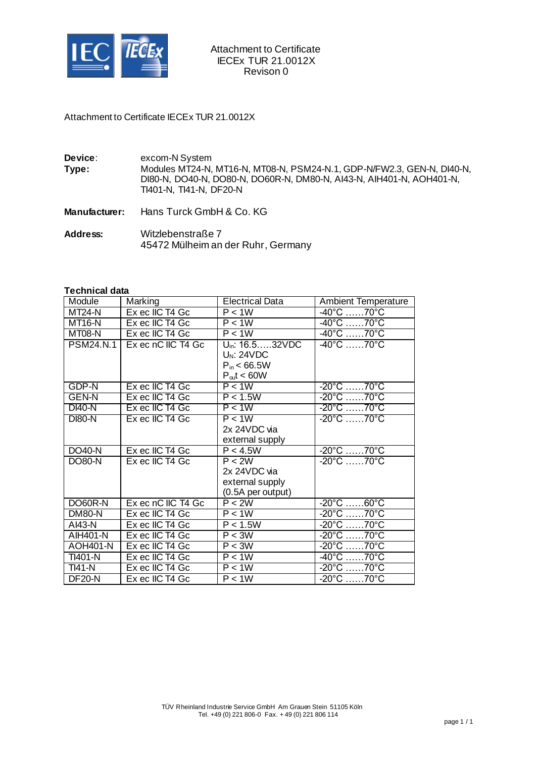Attachment to Certificate
IECEx TUR 21.0012X
Revison 0

Attachment to Certificate IECEx TUR 21.0012X

**Device**: excom-N System

**Type:** Modules MT24-N, MT16-N, MT08-N, PSM24-N.1, GDP-N/FW2.3, GEN-N, DI40-N, DI80-N, DO40-N, DO80-N, DO60R-N, DM80-N, AI43-N, AIH401-N, AOH401-N, TI401-N, TI41-N, DF20-N

**Manufacturer:** Hans Turck GmbH & Co. KG

**Address:** Witzlebenstraße 7
45472 Mülheim an der Ruhr, Germany

**Technical data**

| Module | Marking | Electrical Data | Ambient Temperature |
|---|---|---|---|
| MT24-N | Ex ec IIC T4 Gc | P < 1W | -40°C ……70°C |
| MT16-N | Ex ec IIC T4 Gc | P < 1W | -40°C ……70°C |
| MT08-N | Ex ec IIC T4 Gc | P < 1W | -40°C ……70°C |
| PSM24.N.1 | Ex ec nC IIC T4 Gc | $U_{in}$: 16.5…..32VDC<br>$U_N$: 24VDC<br>$P_{in}$ < 66.5W<br>$P_{out}$ < 60W | -40°C ……70°C |
| GDP-N | Ex ec IIC T4 Gc | P < 1W | -20°C ……70°C |
| GEN-N | Ex ec IIC T4 Gc | P < 1.5W | -20°C ……70°C |
| DI40-N | Ex ec IIC T4 Gc | P < 1W | -20°C ……70°C |
| DI80-N | Ex ec IIC T4 Gc | P < 1W<br>2x 24VDC via external supply | -20°C ……70°C |
| DO40-N | Ex ec IIC T4 Gc | P < 4.5W | -20°C ……70°C |
| DO80-N | Ex ec IIC T4 Gc | P < 2W<br>2x 24VDC via external supply (0.5A per output) | -20°C ……70°C |
| DO60R-N | Ex ec nC IIC T4 Gc | P < 2W | -20°C ……60°C |
| DM80-N | Ex ec IIC T4 Gc | P < 1W | -20°C ……70°C |
| AI43-N | Ex ec IIC T4 Gc | P < 1.5W | -20°C ……70°C |
| AIH401-N | Ex ec IIC T4 Gc | P < 3W | -20°C ……70°C |
| AOH401-N | Ex ec IIC T4 Gc | P < 3W | -20°C ……70°C |
| TI401-N | Ex ec IIC T4 Gc | P < 1W | -40°C ……70°C |
| TI41-N | Ex ec IIC T4 Gc | P < 1W | -20°C ……70°C |
| DF20-N | Ex ec IIC T4 Gc | P < 1W | -20°C ……70°C |

TÜV Rheinland Industrie Service GmbH Am Grauen Stein 51105 Köln
Tel. +49 (0) 221 806-0 Fax. + 49 (0) 221 806 114